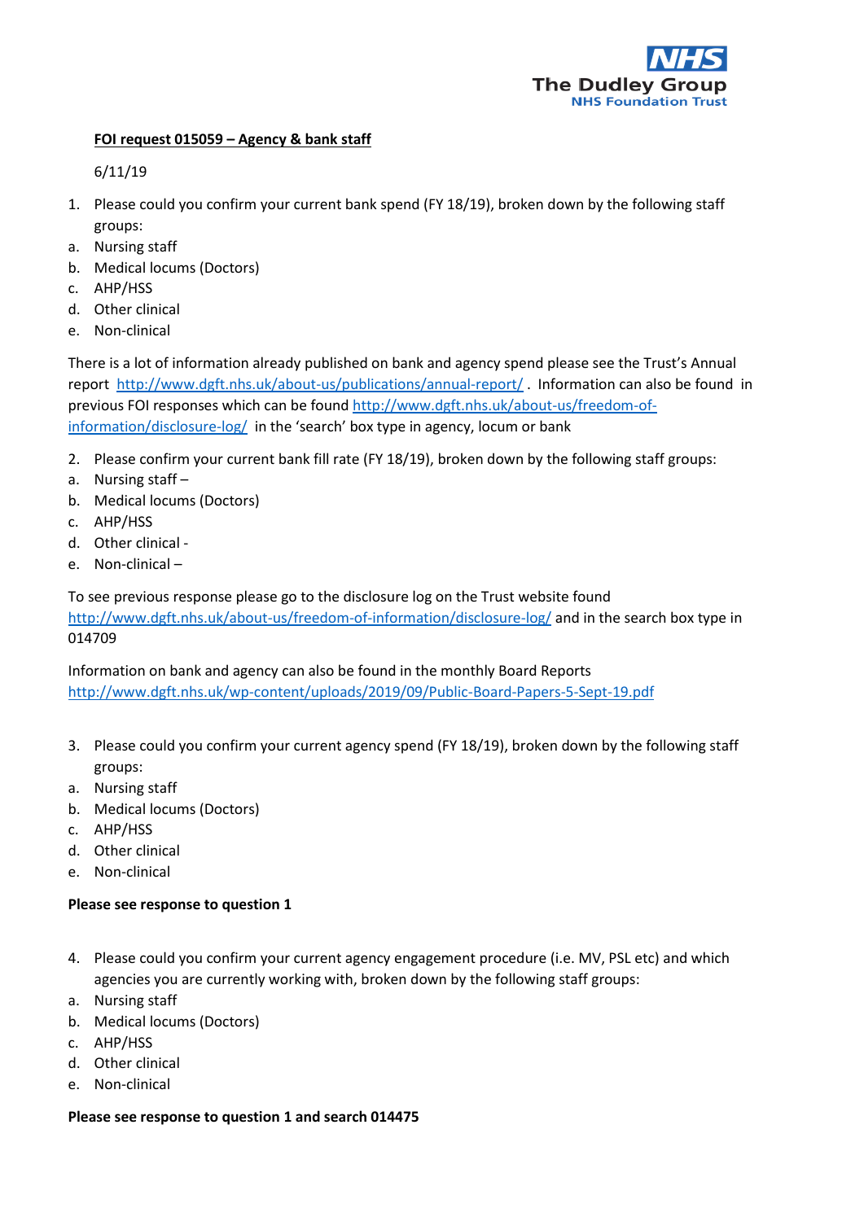NHS
The Dudley Group
NHS Foundation Trust

**FOI request 015059 – Agency & bank staff**

6/11/19

1. Please could you confirm your current bank spend (FY 18/19), broken down by the following staff groups:

a. Nursing staff
b. Medical locums (Doctors)
c. AHP/HSS
d. Other clinical
e. Non-clinical

There is a lot of information already published on bank and agency spend please see the Trust's Annual report http://www.dgft.nhs.uk/about-us/publications/annual-report/ . Information can also be found in previous FOI responses which can be found http://www.dgft.nhs.uk/about-us/freedom-of-information/disclosure-log/ in the 'search' box type in agency, locum or bank

2. Please confirm your current bank fill rate (FY 18/19), broken down by the following staff groups:

a. Nursing staff –
b. Medical locums (Doctors)
c. AHP/HSS
d. Other clinical -
e. Non-clinical –

To see previous response please go to the disclosure log on the Trust website found http://www.dgft.nhs.uk/about-us/freedom-of-information/disclosure-log/ and in the search box type in 014709

Information on bank and agency can also be found in the monthly Board Reports http://www.dgft.nhs.uk/wp-content/uploads/2019/09/Public-Board-Papers-5-Sept-19.pdf

3. Please could you confirm your current agency spend (FY 18/19), broken down by the following staff groups:

a. Nursing staff
b. Medical locums (Doctors)
c. AHP/HSS
d. Other clinical
e. Non-clinical

**Please see response to question 1**

4. Please could you confirm your current agency engagement procedure (i.e. MV, PSL etc) and which agencies you are currently working with, broken down by the following staff groups:

a. Nursing staff
b. Medical locums (Doctors)
c. AHP/HSS
d. Other clinical
e. Non-clinical

**Please see response to question 1 and search 014475**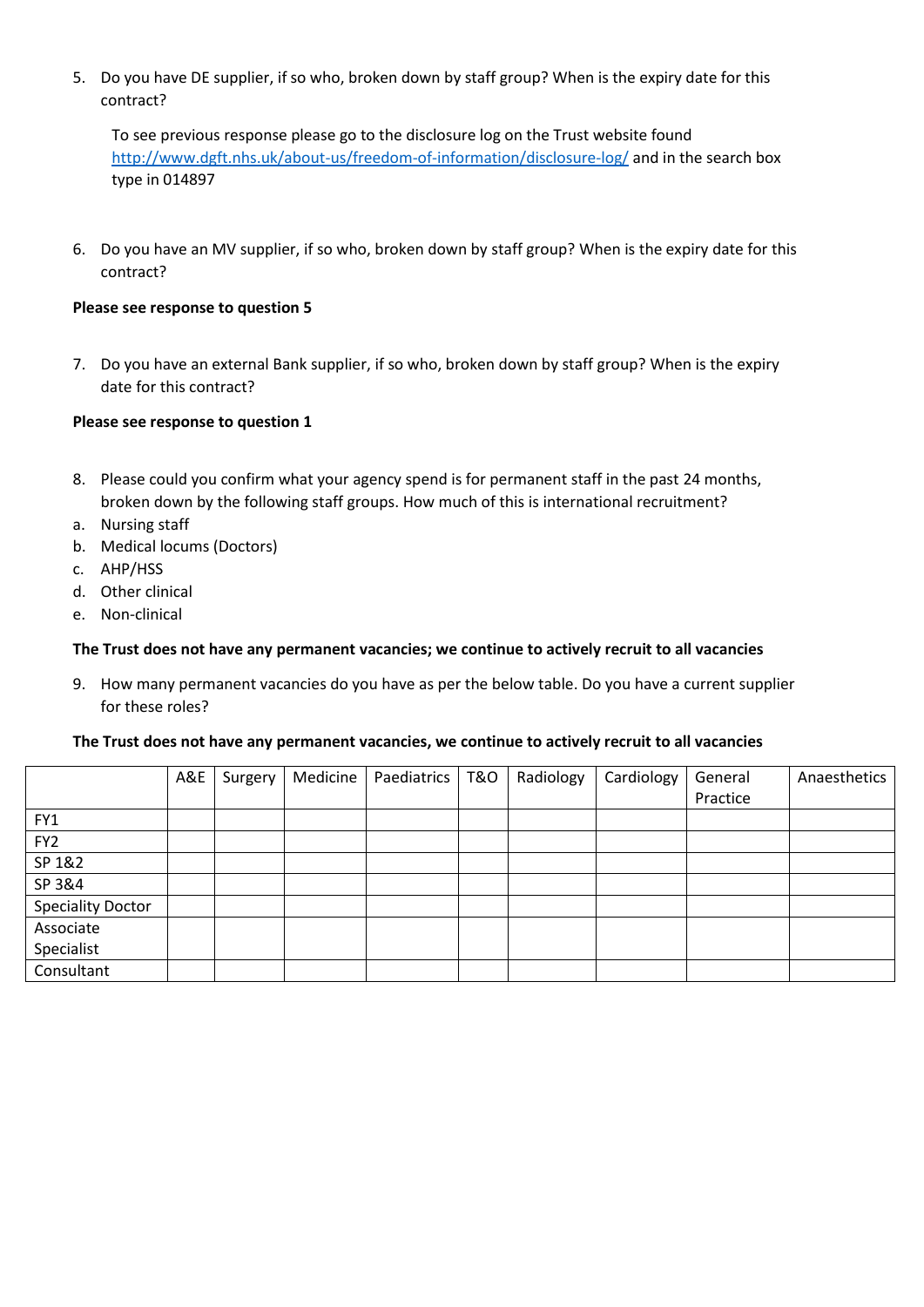5. Do you have DE supplier, if so who, broken down by staff group? When is the expiry date for this contract?

   To see previous response please go to the disclosure log on the Trust website found [http://www.dgft.nhs.uk/about-us/freedom-of-information/disclosure-log/](http://www.dgft.nhs.uk/about-us/freedom-of-information/disclosure-log/) and in the search box type in 014897

6. Do you have an MV supplier, if so who, broken down by staff group? When is the expiry date for this contract?

**Please see response to question 5**

7. Do you have an external Bank supplier, if so who, broken down by staff group? When is the expiry date for this contract?

**Please see response to question 1**

8. Please could you confirm what your agency spend is for permanent staff in the past 24 months, broken down by the following staff groups. How much of this is international recruitment?

a. Nursing staff
b. Medical locums (Doctors)
c. AHP/HSS
d. Other clinical
e. Non-clinical

**The Trust does not have any permanent vacancies; we continue to actively recruit to all vacancies**

9. How many permanent vacancies do you have as per the below table. Do you have a current supplier for these roles?

**The Trust does not have any permanent vacancies, we continue to actively recruit to all vacancies**

| | A&E | Surgery | Medicine | Paediatrics | T&O | Radiology | Cardiology | General Practice | Anaesthetics |
|---|---|---|---|---|---|---|---|---|---|
| FY1 | | | | | | | | | |
| FY2 | | | | | | | | | |
| SP 1&2 | | | | | | | | | |
| SP 3&4 | | | | | | | | | |
| Speciality Doctor | | | | | | | | | |
| Associate Specialist | | | | | | | | | |
| Consultant | | | | | | | | | |